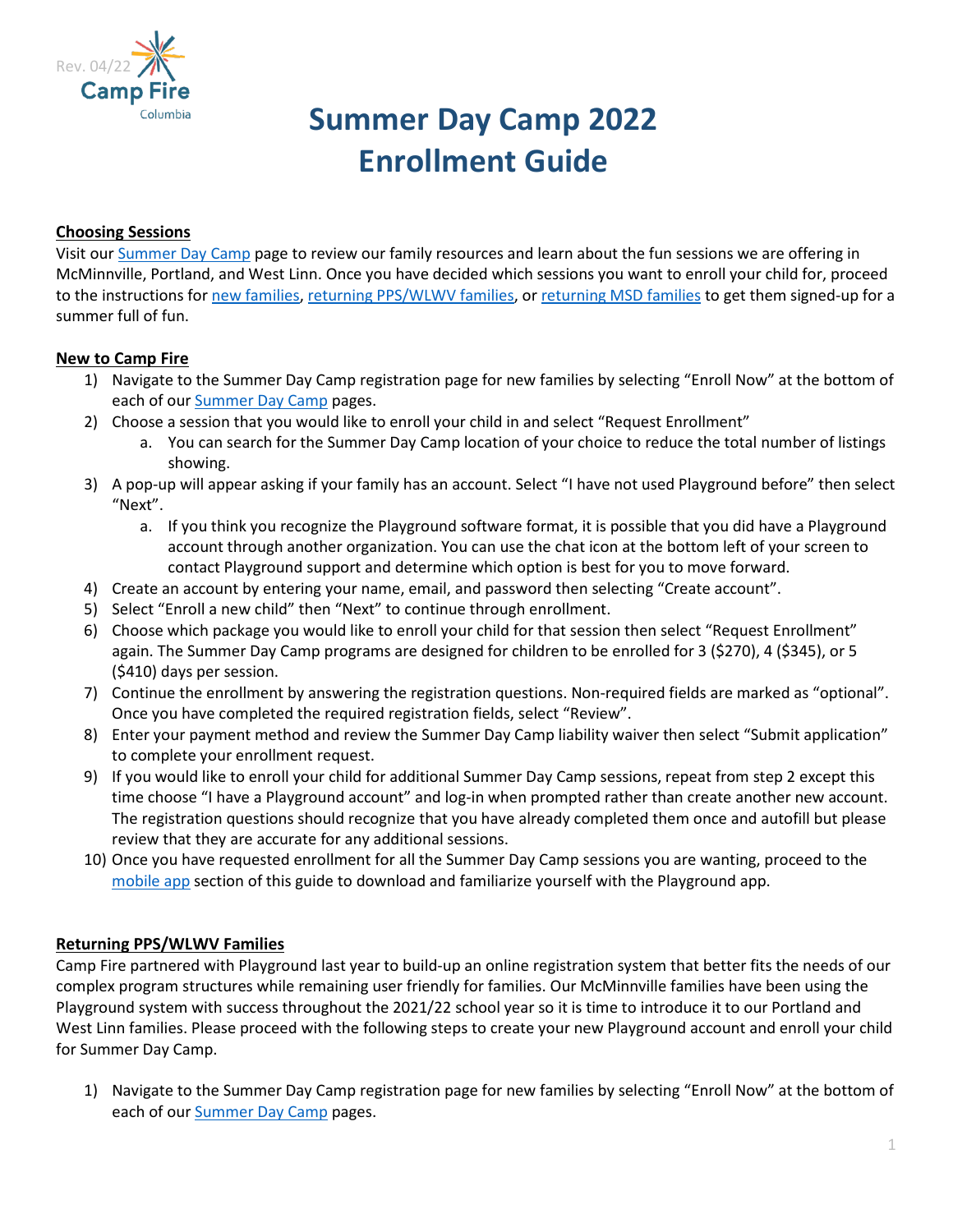Rev. 04/22

# Summer Day Camp 2022 Enrollment Guide

## Choosing Sessions

Visit our Summer Day Camp page to review our family resources and learn about the fun sessions we are offering in McMinnville, Portland, and West Linn. Once you have decided which sessions you want to enroll your child for, proceed to the instructions for new families, returning PPS/WLWV families, or returning MSD families to get them signed-up for a summer full of fun.

## New to Camp Fire

1) Navigate to the Summer Day Camp registration page for new families by selecting "Enroll Now" at the bottom of each of our Summer Day Camp pages.
2) Choose a session that you would like to enroll your child in and select "Request Enrollment"
   a. You can search for the Summer Day Camp location of your choice to reduce the total number of listings showing.
3) A pop-up will appear asking if your family has an account. Select "I have not used Playground before" then select "Next".
   a. If you think you recognize the Playground software format, it is possible that you did have a Playground account through another organization. You can use the chat icon at the bottom left of your screen to contact Playground support and determine which option is best for you to move forward.
4) Create an account by entering your name, email, and password then selecting "Create account".
5) Select "Enroll a new child" then "Next" to continue through enrollment.
6) Choose which package you would like to enroll your child for that session then select "Request Enrollment" again. The Summer Day Camp programs are designed for children to be enrolled for 3 ($270), 4 ($345), or 5 ($410) days per session.
7) Continue the enrollment by answering the registration questions. Non-required fields are marked as "optional". Once you have completed the required registration fields, select "Review".
8) Enter your payment method and review the Summer Day Camp liability waiver then select "Submit application" to complete your enrollment request.
9) If you would like to enroll your child for additional Summer Day Camp sessions, repeat from step 2 except this time choose "I have a Playground account" and log-in when prompted rather than create another new account. The registration questions should recognize that you have already completed them once and autofill but please review that they are accurate for any additional sessions.
10) Once you have requested enrollment for all the Summer Day Camp sessions you are wanting, proceed to the mobile app section of this guide to download and familiarize yourself with the Playground app.

## Returning PPS/WLWV Families

Camp Fire partnered with Playground last year to build-up an online registration system that better fits the needs of our complex program structures while remaining user friendly for families. Our McMinnville families have been using the Playground system with success throughout the 2021/22 school year so it is time to introduce it to our Portland and West Linn families. Please proceed with the following steps to create your new Playground account and enroll your child for Summer Day Camp.

1) Navigate to the Summer Day Camp registration page for new families by selecting "Enroll Now" at the bottom of each of our Summer Day Camp pages.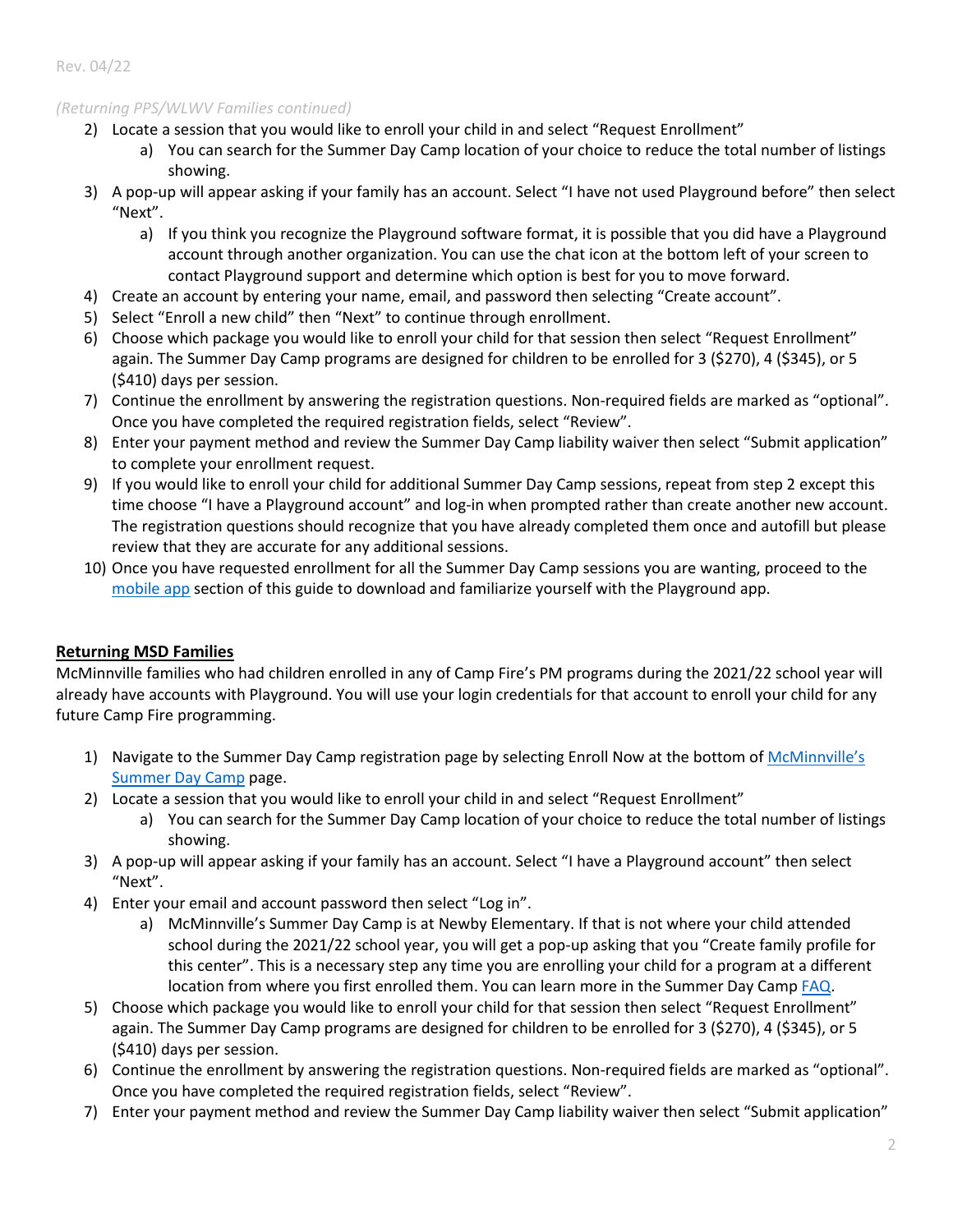*(Returning PPS/WLWV Families continued)*

2) Locate a session that you would like to enroll your child in and select "Request Enrollment"
    a) You can search for the Summer Day Camp location of your choice to reduce the total number of listings showing.
3) A pop-up will appear asking if your family has an account. Select "I have not used Playground before" then select "Next".
    a) If you think you recognize the Playground software format, it is possible that you did have a Playground account through another organization. You can use the chat icon at the bottom left of your screen to contact Playground support and determine which option is best for you to move forward.
4) Create an account by entering your name, email, and password then selecting "Create account".
5) Select "Enroll a new child" then "Next" to continue through enrollment.
6) Choose which package you would like to enroll your child for that session then select "Request Enrollment" again. The Summer Day Camp programs are designed for children to be enrolled for 3 ($270), 4 ($345), or 5 ($410) days per session.
7) Continue the enrollment by answering the registration questions. Non-required fields are marked as "optional". Once you have completed the required registration fields, select "Review".
8) Enter your payment method and review the Summer Day Camp liability waiver then select "Submit application" to complete your enrollment request.
9) If you would like to enroll your child for additional Summer Day Camp sessions, repeat from step 2 except this time choose "I have a Playground account" and log-in when prompted rather than create another new account. The registration questions should recognize that you have already completed them once and autofill but please review that they are accurate for any additional sessions.
10) Once you have requested enrollment for all the Summer Day Camp sessions you are wanting, proceed to the [mobile app]() section of this guide to download and familiarize yourself with the Playground app.

**Returning MSD Families**

McMinnville families who had children enrolled in any of Camp Fire's PM programs during the 2021/22 school year will already have accounts with Playground. You will use your login credentials for that account to enroll your child for any future Camp Fire programming.

1) Navigate to the Summer Day Camp registration page by selecting Enroll Now at the bottom of [McMinnville's Summer Day Camp]() page.
2) Locate a session that you would like to enroll your child in and select "Request Enrollment"
    a) You can search for the Summer Day Camp location of your choice to reduce the total number of listings showing.
3) A pop-up will appear asking if your family has an account. Select "I have a Playground account" then select "Next".
4) Enter your email and account password then select "Log in".
    a) McMinnville's Summer Day Camp is at Newby Elementary. If that is not where your child attended school during the 2021/22 school year, you will get a pop-up asking that you "Create family profile for this center". This is a necessary step any time you are enrolling your child for a program at a different location from where you first enrolled them. You can learn more in the Summer Day Camp [FAQ]().
5) Choose which package you would like to enroll your child for that session then select "Request Enrollment" again. The Summer Day Camp programs are designed for children to be enrolled for 3 ($270), 4 ($345), or 5 ($410) days per session.
6) Continue the enrollment by answering the registration questions. Non-required fields are marked as "optional". Once you have completed the required registration fields, select "Review".
7) Enter your payment method and review the Summer Day Camp liability waiver then select "Submit application"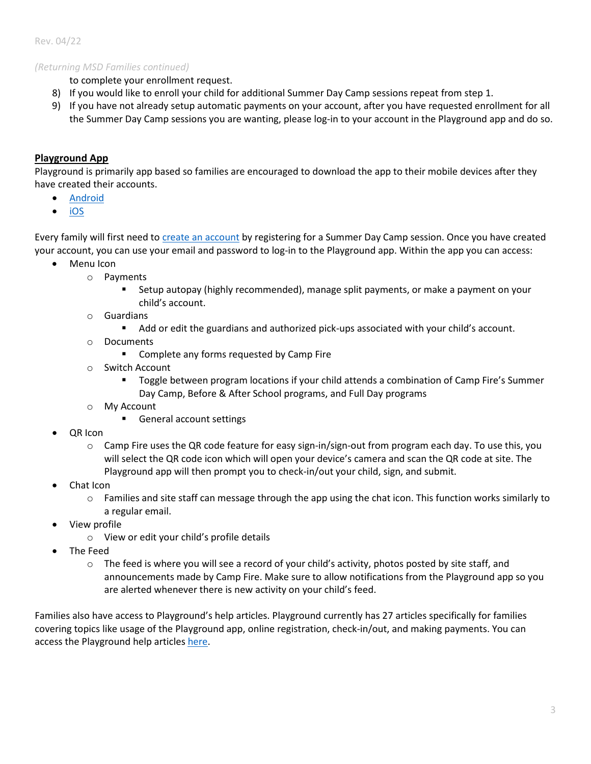*(Returning MSD Families continued)*

to complete your enrollment request.

8) If you would like to enroll your child for additional Summer Day Camp sessions repeat from step 1.
9) If you have not already setup automatic payments on your account, after you have requested enrollment for all the Summer Day Camp sessions you are wanting, please log-in to your account in the Playground app and do so.

## Playground App

Playground is primarily app based so families are encouraged to download the app to their mobile devices after they have created their accounts.

- Android
- iOS

Every family will first need to create an account by registering for a Summer Day Camp session. Once you have created your account, you can use your email and password to log-in to the Playground app. Within the app you can access:

- Menu Icon
  - Payments
    - Setup autopay (highly recommended), manage split payments, or make a payment on your child's account.
  - Guardians
    - Add or edit the guardians and authorized pick-ups associated with your child's account.
  - Documents
    - Complete any forms requested by Camp Fire
  - Switch Account
    - Toggle between program locations if your child attends a combination of Camp Fire's Summer Day Camp, Before & After School programs, and Full Day programs
  - My Account
    - General account settings
- QR Icon
  - Camp Fire uses the QR code feature for easy sign-in/sign-out from program each day. To use this, you will select the QR code icon which will open your device's camera and scan the QR code at site. The Playground app will then prompt you to check-in/out your child, sign, and submit.
- Chat Icon
  - Families and site staff can message through the app using the chat icon. This function works similarly to a regular email.
- View profile
  - View or edit your child's profile details
- The Feed
  - The feed is where you will see a record of your child's activity, photos posted by site staff, and announcements made by Camp Fire. Make sure to allow notifications from the Playground app so you are alerted whenever there is new activity on your child's feed.

Families also have access to Playground's help articles. Playground currently has 27 articles specifically for families covering topics like usage of the Playground app, online registration, check-in/out, and making payments. You can access the Playground help articles here.